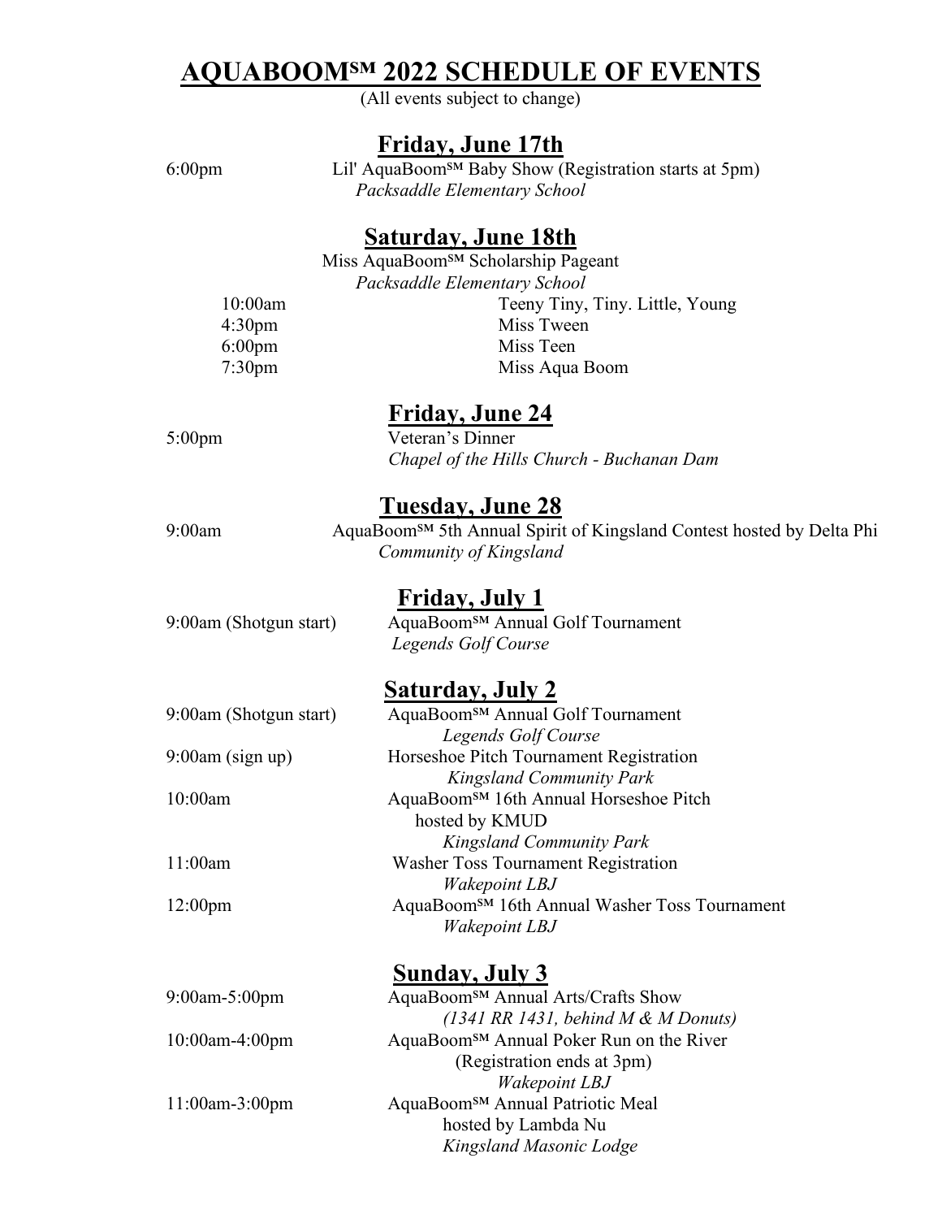# AQUABOOM℠ 2022 SCHEDULE OF EVENTS

(All events subject to change)

## Friday, June 17th

6:00pm — Lil' AquaBoom℠ Baby Show (Registration starts at 5pm)
*Packsaddle Elementary School*

## Saturday, June 18th

Miss AquaBoom℠ Scholarship Pageant
*Packsaddle Elementary School*

| | |
|---|---|
| 10:00am | Teeny Tiny, Tiny. Little, Young |
| 4:30pm | Miss Tween |
| 6:00pm | Miss Teen |
| 7:30pm | Miss Aqua Boom |

## Friday, June 24

5:00pm — Veteran's Dinner
*Chapel of the Hills Church - Buchanan Dam*

## Tuesday, June 28

9:00am — AquaBoom℠ 5th Annual Spirit of Kingsland Contest hosted by Delta Phi
*Community of Kingsland*

## Friday, July 1

9:00am (Shotgun start) — AquaBoom℠ Annual Golf Tournament
*Legends Golf Course*

## Saturday, July 2

9:00am (Shotgun start) — AquaBoom℠ Annual Golf Tournament
*Legends Golf Course*

9:00am (sign up) — Horseshoe Pitch Tournament Registration
*Kingsland Community Park*

10:00am — AquaBoom℠ 16th Annual Horseshoe Pitch hosted by KMUD
*Kingsland Community Park*

11:00am — Washer Toss Tournament Registration
*Wakepoint LBJ*

12:00pm — AquaBoom℠ 16th Annual Washer Toss Tournament
*Wakepoint LBJ*

## Sunday, July 3

9:00am-5:00pm — AquaBoom℠ Annual Arts/Crafts Show
*(1341 RR 1431, behind M & M Donuts)*

10:00am-4:00pm — AquaBoom℠ Annual Poker Run on the River
(Registration ends at 3pm)
*Wakepoint LBJ*

11:00am-3:00pm — AquaBoom℠ Annual Patriotic Meal hosted by Lambda Nu
*Kingsland Masonic Lodge*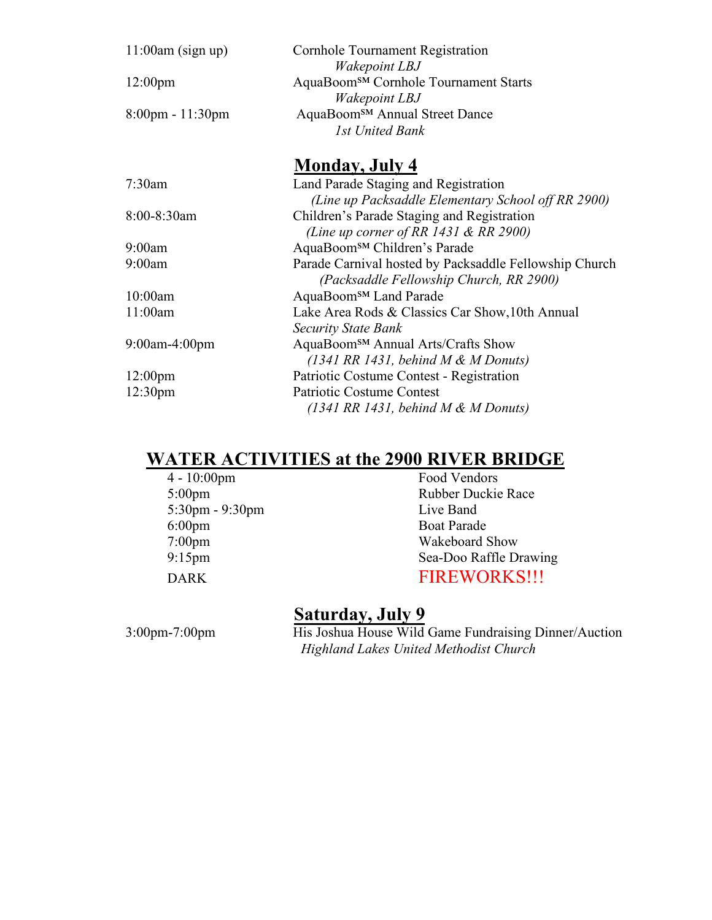| | |
|---|---|
| 11:00am (sign up) | Cornhole Tournament Registration *Wakepoint LBJ* |
| 12:00pm | AquaBoom℠ Cornhole Tournament Starts *Wakepoint LBJ* |
| 8:00pm - 11:30pm | AquaBoom℠ Annual Street Dance *1st United Bank* |

## Monday, July 4

| | |
|---|---|
| 7:30am | Land Parade Staging and Registration *(Line up Packsaddle Elementary School off RR 2900)* |
| 8:00-8:30am | Children's Parade Staging and Registration *(Line up corner of RR 1431 & RR 2900)* |
| 9:00am | AquaBoom℠ Children's Parade |
| 9:00am | Parade Carnival hosted by Packsaddle Fellowship Church *(Packsaddle Fellowship Church, RR 2900)* |
| 10:00am | AquaBoom℠ Land Parade |
| 11:00am | Lake Area Rods & Classics Car Show,10th Annual *Security State Bank* |
| 9:00am-4:00pm | AquaBoom℠ Annual Arts/Crafts Show *(1341 RR 1431, behind M & M Donuts)* |
| 12:00pm | Patriotic Costume Contest - Registration |
| 12:30pm | Patriotic Costume Contest *(1341 RR 1431, behind M & M Donuts)* |

## WATER ACTIVITIES at the 2900 RIVER BRIDGE

| | |
|---|---|
| 4 - 10:00pm | Food Vendors |
| 5:00pm | Rubber Duckie Race |
| 5:30pm - 9:30pm | Live Band |
| 6:00pm | Boat Parade |
| 7:00pm | Wakeboard Show |
| 9:15pm | Sea-Doo Raffle Drawing |
| DARK | FIREWORKS!!! |

## Saturday, July 9

| | |
|---|---|
| 3:00pm-7:00pm | His Joshua House Wild Game Fundraising Dinner/Auction *Highland Lakes United Methodist Church* |